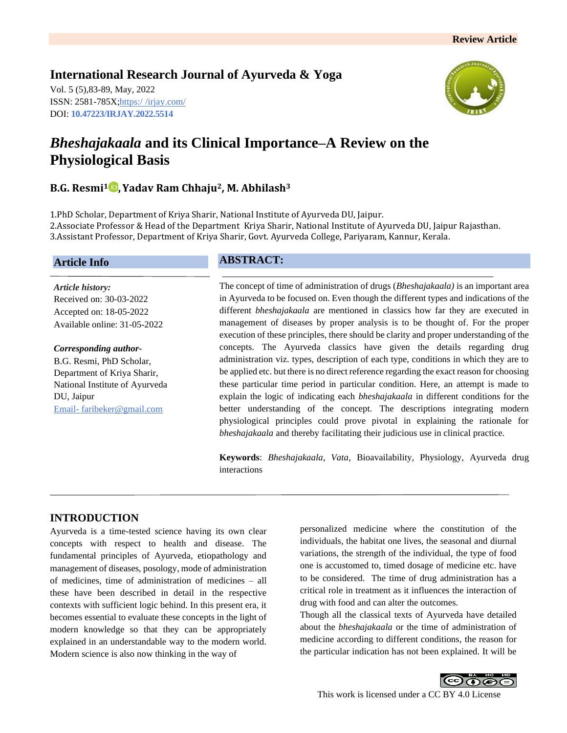Review Article

**International Research Journal of Ayurveda & Yoga**

Vol. 5 (5),83-89, May, 2022
ISSN: 2581-785X;https:/ /irjay.com/
DOI: **10.47223/IRJAY.2022.5514**

# *Bheshajakaala* and its Clinical Importance–A Review on the Physiological Basis

**B.G. Resmi[1], Yadav Ram Chhaju[2], M. Abhilash[3]**

1.PhD Scholar, Department of Kriya Sharir, National Institute of Ayurveda DU, Jaipur.
2.Associate Professor & Head of the Department Kriya Sharir, National Institute of Ayurveda DU, Jaipur Rajasthan.
3.Assistant Professor, Department of Kriya Sharir, Govt. Ayurveda College, Pariyaram, Kannur, Kerala.

## Article Info

*Article history:*
Received on: 30-03-2022
Accepted on: 18-05-2022
Available online: 31-05-2022

***Corresponding author-***
B.G. Resmi, PhD Scholar, Department of Kriya Sharir, National Institute of Ayurveda DU, Jaipur
Email- faribeker@gmail.com

## ABSTRACT:

The concept of time of administration of drugs (*Bheshajakaala)* is an important area in Ayurveda to be focused on. Even though the different types and indications of the different *bheshajakaala* are mentioned in classics how far they are executed in management of diseases by proper analysis is to be thought of. For the proper execution of these principles, there should be clarity and proper understanding of the concepts. The Ayurveda classics have given the details regarding drug administration viz. types, description of each type, conditions in which they are to be applied etc. but there is no direct reference regarding the exact reason for choosing these particular time period in particular condition. Here, an attempt is made to explain the logic of indicating each *bheshajakaala* in different conditions for the better understanding of the concept. The descriptions integrating modern physiological principles could prove pivotal in explaining the rationale for *bheshajakaala* and thereby facilitating their judicious use in clinical practice.

**Keywords**: *Bheshajakaala*, *Vata*, Bioavailability, Physiology, Ayurveda drug interactions

## INTRODUCTION

Ayurveda is a time-tested science having its own clear concepts with respect to health and disease. The fundamental principles of Ayurveda, etiopathology and management of diseases, posology, mode of administration of medicines, time of administration of medicines – all these have been described in detail in the respective contexts with sufficient logic behind. In this present era, it becomes essential to evaluate these concepts in the light of modern knowledge so that they can be appropriately explained in an understandable way to the modern world. Modern science is also now thinking in the way of personalized medicine where the constitution of the individuals, the habitat one lives, the seasonal and diurnal variations, the strength of the individual, the type of food one is accustomed to, timed dosage of medicine etc. have to be considered. The time of drug administration has a critical role in treatment as it influences the interaction of drug with food and can alter the outcomes.

Though all the classical texts of Ayurveda have detailed about the *bheshajakaala* or the time of administration of medicine according to different conditions, the reason for the particular indication has not been explained. It will be

This work is licensed under a CC BY 4.0 License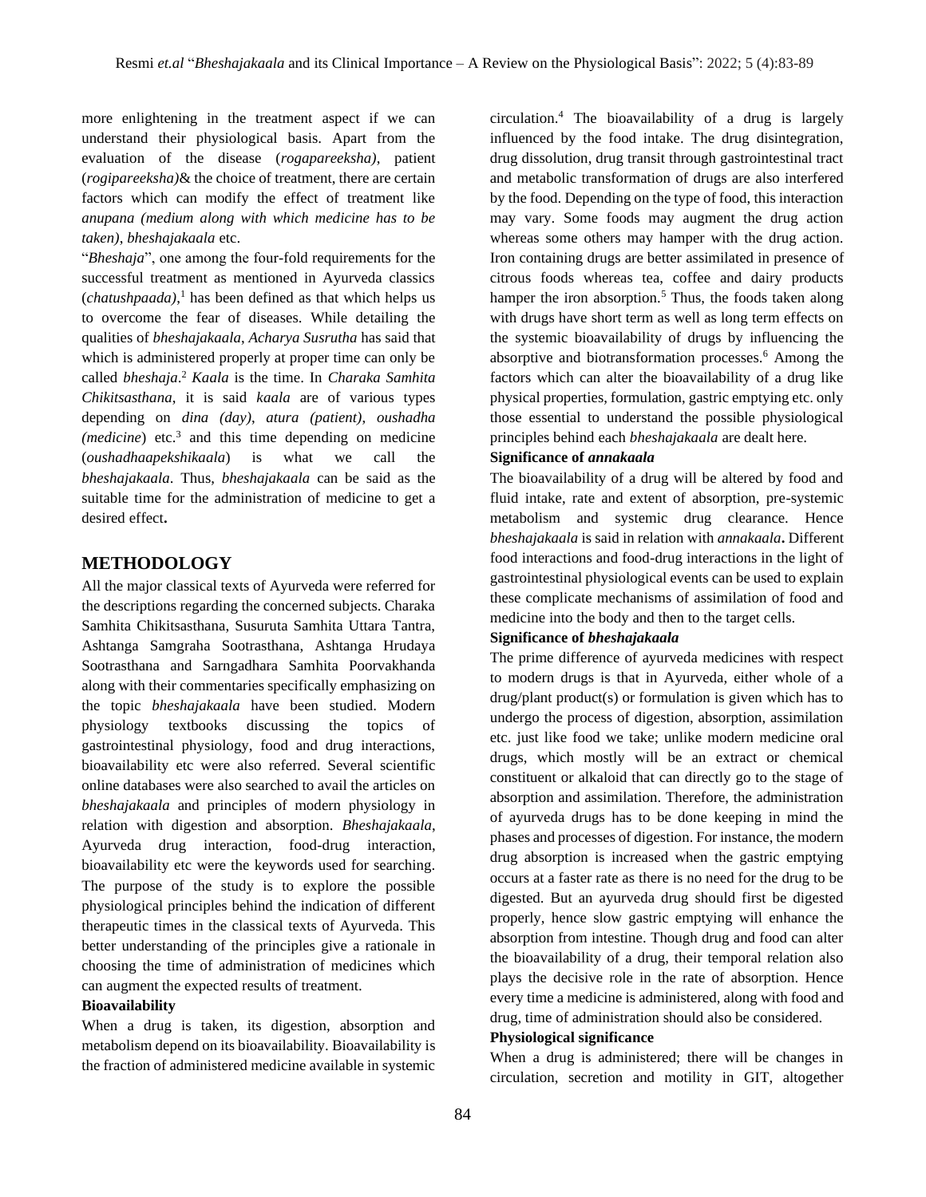more enlightening in the treatment aspect if we can understand their physiological basis. Apart from the evaluation of the disease (*rogapareeksha)*, patient (*rogipareeksha)*& the choice of treatment, there are certain factors which can modify the effect of treatment like *anupana (medium along with which medicine has to be taken)*, *bheshajakaala* etc.

"*Bheshaja*", one among the four-fold requirements for the successful treatment as mentioned in Ayurveda classics (*chatushpaada)*,[1] has been defined as that which helps us to overcome the fear of diseases. While detailing the qualities of *bheshajakaala*, *Acharya Susrutha* has said that which is administered properly at proper time can only be called *bheshaja*.[2] *Kaala* is the time. In *Charaka Samhita Chikitsasthana*, it is said *kaala* are of various types depending on *dina (day)*, *atura (patient)*, *oushadha (medicine*) etc.[3] and this time depending on medicine (*oushadhaapekshikaala*) is what we call the *bheshajakaala*. Thus, *bheshajakaala* can be said as the suitable time for the administration of medicine to get a desired effect**.**

## METHODOLOGY

All the major classical texts of Ayurveda were referred for the descriptions regarding the concerned subjects. Charaka Samhita Chikitsasthana, Susuruta Samhita Uttara Tantra, Ashtanga Samgraha Sootrasthana, Ashtanga Hrudaya Sootrasthana and Sarngadhara Samhita Poorvakhanda along with their commentaries specifically emphasizing on the topic *bheshajakaala* have been studied. Modern physiology textbooks discussing the topics of gastrointestinal physiology, food and drug interactions, bioavailability etc were also referred. Several scientific online databases were also searched to avail the articles on *bheshajakaala* and principles of modern physiology in relation with digestion and absorption. *Bheshajakaala*, Ayurveda drug interaction, food-drug interaction, bioavailability etc were the keywords used for searching. The purpose of the study is to explore the possible physiological principles behind the indication of different therapeutic times in the classical texts of Ayurveda. This better understanding of the principles give a rationale in choosing the time of administration of medicines which can augment the expected results of treatment.

**Bioavailability**

When a drug is taken, its digestion, absorption and metabolism depend on its bioavailability. Bioavailability is the fraction of administered medicine available in systemic circulation.[4] The bioavailability of a drug is largely influenced by the food intake. The drug disintegration, drug dissolution, drug transit through gastrointestinal tract and metabolic transformation of drugs are also interfered by the food. Depending on the type of food, this interaction may vary. Some foods may augment the drug action whereas some others may hamper with the drug action. Iron containing drugs are better assimilated in presence of citrous foods whereas tea, coffee and dairy products hamper the iron absorption.[5] Thus, the foods taken along with drugs have short term as well as long term effects on the systemic bioavailability of drugs by influencing the absorptive and biotransformation processes.[6] Among the factors which can alter the bioavailability of a drug like physical properties, formulation, gastric emptying etc. only those essential to understand the possible physiological principles behind each *bheshajakaala* are dealt here.

**Significance of *annakaala***

The bioavailability of a drug will be altered by food and fluid intake, rate and extent of absorption, pre-systemic metabolism and systemic drug clearance. Hence *bheshajakaala* is said in relation with *annakaala***.** Different food interactions and food-drug interactions in the light of gastrointestinal physiological events can be used to explain these complicate mechanisms of assimilation of food and medicine into the body and then to the target cells.

**Significance of *bheshajakaala***

The prime difference of ayurveda medicines with respect to modern drugs is that in Ayurveda, either whole of a drug/plant product(s) or formulation is given which has to undergo the process of digestion, absorption, assimilation etc. just like food we take; unlike modern medicine oral drugs, which mostly will be an extract or chemical constituent or alkaloid that can directly go to the stage of absorption and assimilation. Therefore, the administration of ayurveda drugs has to be done keeping in mind the phases and processes of digestion. For instance, the modern drug absorption is increased when the gastric emptying occurs at a faster rate as there is no need for the drug to be digested. But an ayurveda drug should first be digested properly, hence slow gastric emptying will enhance the absorption from intestine. Though drug and food can alter the bioavailability of a drug, their temporal relation also plays the decisive role in the rate of absorption. Hence every time a medicine is administered, along with food and drug, time of administration should also be considered.

**Physiological significance**

When a drug is administered; there will be changes in circulation, secretion and motility in GIT, altogether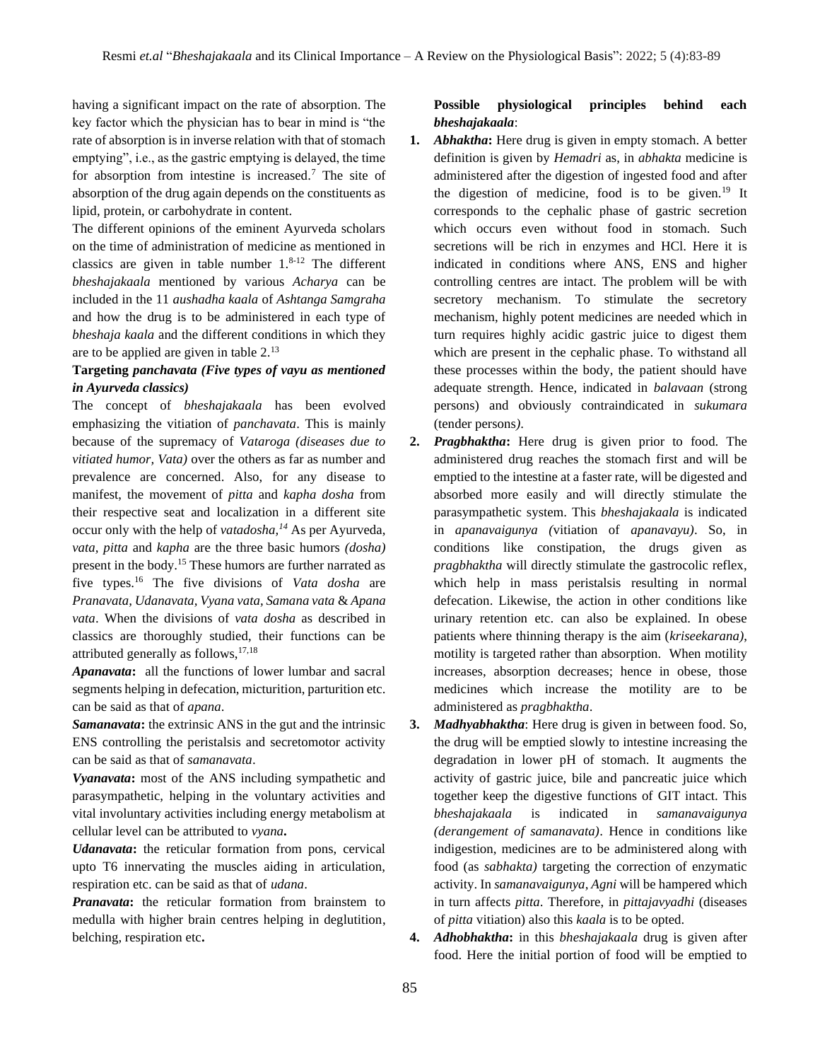having a significant impact on the rate of absorption. The key factor which the physician has to bear in mind is "the rate of absorption is in inverse relation with that of stomach emptying", i.e., as the gastric emptying is delayed, the time for absorption from intestine is increased.[7] The site of absorption of the drug again depends on the constituents as lipid, protein, or carbohydrate in content.

The different opinions of the eminent Ayurveda scholars on the time of administration of medicine as mentioned in classics are given in table number 1.[8-12] The different *bheshajakaala* mentioned by various *Acharya* can be included in the 11 *aushadha kaala* of *Ashtanga Samgraha* and how the drug is to be administered in each type of *bheshaja kaala* and the different conditions in which they are to be applied are given in table 2.[13]

**Targeting *panchavata (Five types of vayu as mentioned in Ayurveda classics)***

The concept of *bheshajakaala* has been evolved emphasizing the vitiation of *panchavata*. This is mainly because of the supremacy of *Vataroga (diseases due to vitiated humor, Vata)* over the others as far as number and prevalence are concerned. Also, for any disease to manifest, the movement of *pitta* and *kapha dosha* from their respective seat and localization in a different site occur only with the help of *vatadosha,*[14] As per Ayurveda, *vata, pitta* and *kapha* are the three basic humors *(dosha)* present in the body.[15] These humors are further narrated as five types.[16] The five divisions of *Vata dosha* are *Pranavata, Udanavata, Vyana vata, Samana vata* & *Apana vata*. When the divisions of *vata dosha* as described in classics are thoroughly studied, their functions can be attributed generally as follows,[17,18]

***Apanavata*:** all the functions of lower lumbar and sacral segments helping in defecation, micturition, parturition etc. can be said as that of *apana*.

***Samanavata*:** the extrinsic ANS in the gut and the intrinsic ENS controlling the peristalsis and secretomotor activity can be said as that of *samanavata*.

***Vyanavata*:** most of the ANS including sympathetic and parasympathetic, helping in the voluntary activities and vital involuntary activities including energy metabolism at cellular level can be attributed to ***vyana*.**

***Udanavata*:** the reticular formation from pons, cervical upto T6 innervating the muscles aiding in articulation, respiration etc. can be said as that of *udana*.

***Pranavata*:** the reticular formation from brainstem to medulla with higher brain centres helping in deglutition, belching, respiration etc**.**

**Possible physiological principles behind each *bheshajakaala*:**

1. ***Abhaktha*:** Here drug is given in empty stomach. A better definition is given by *Hemadri* as, in *abhakta* medicine is administered after the digestion of ingested food and after the digestion of medicine, food is to be given.[19] It corresponds to the cephalic phase of gastric secretion which occurs even without food in stomach. Such secretions will be rich in enzymes and HCl. Here it is indicated in conditions where ANS, ENS and higher controlling centres are intact. The problem will be with secretory mechanism. To stimulate the secretory mechanism, highly potent medicines are needed which in turn requires highly acidic gastric juice to digest them which are present in the cephalic phase. To withstand all these processes within the body, the patient should have adequate strength. Hence, indicated in *balavaan* (strong persons) and obviously contraindicated in *sukumara* (tender persons*)*.
2. ***Pragbhaktha*:** Here drug is given prior to food. The administered drug reaches the stomach first and will be emptied to the intestine at a faster rate, will be digested and absorbed more easily and will directly stimulate the parasympathetic system. This *bheshajakaala* is indicated in *apanavaigunya (*vitiation of *apanavayu)*. So, in conditions like constipation, the drugs given as *pragbhaktha* will directly stimulate the gastrocolic reflex, which help in mass peristalsis resulting in normal defecation. Likewise, the action in other conditions like urinary retention etc. can also be explained. In obese patients where thinning therapy is the aim (*kriseekarana)*, motility is targeted rather than absorption. When motility increases, absorption decreases; hence in obese, those medicines which increase the motility are to be administered as *pragbhaktha*.
3. ***Madhyabhaktha*:** Here drug is given in between food. So, the drug will be emptied slowly to intestine increasing the degradation in lower pH of stomach. It augments the activity of gastric juice, bile and pancreatic juice which together keep the digestive functions of GIT intact. This *bheshajakaala* is indicated in *samanavaigunya (derangement of samanavata)*. Hence in conditions like indigestion, medicines are to be administered along with food (as *sabhakta)* targeting the correction of enzymatic activity. In *samanavaigunya*, *Agni* will be hampered which in turn affects *pitta*. Therefore, in *pittajavyadhi* (diseases of *pitta* vitiation) also this *kaala* is to be opted.
4. ***Adhobhaktha*:** in this *bheshajakaala* drug is given after food. Here the initial portion of food will be emptied to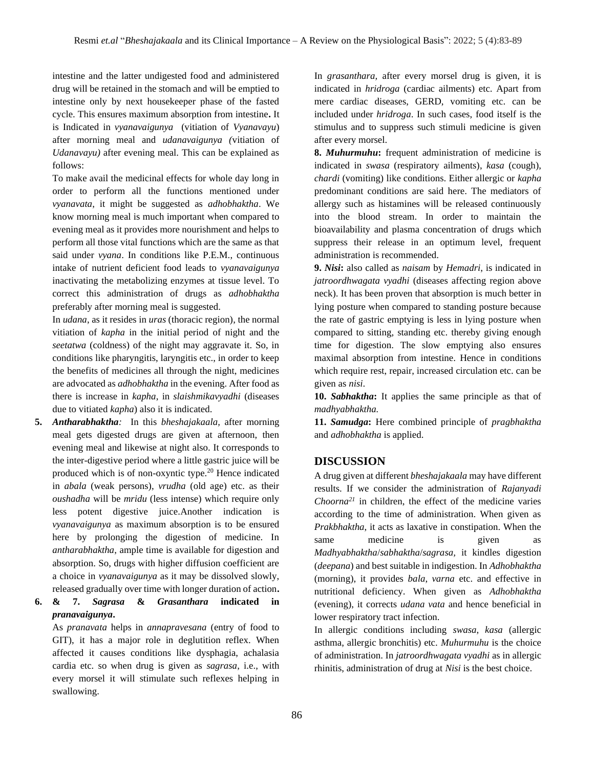intestine and the latter undigested food and administered drug will be retained in the stomach and will be emptied to intestine only by next housekeeper phase of the fasted cycle. This ensures maximum absorption from intestine**.** It is Indicated in *vyanavaigunya* (vitiation of *Vyanavayu*) after morning meal and *udanavaigunya (*vitiation of *Udanavayu)* after evening meal. This can be explained as follows:

To make avail the medicinal effects for whole day long in order to perform all the functions mentioned under *vyanavata*, it might be suggested as *adhobhaktha*. We know morning meal is much important when compared to evening meal as it provides more nourishment and helps to perform all those vital functions which are the same as that said under *vyana*. In conditions like P.E.M., continuous intake of nutrient deficient food leads to *vyanavaigunya* inactivating the metabolizing enzymes at tissue level. To correct this administration of drugs as *adhobhaktha* preferably after morning meal is suggested.

In *udana*, as it resides in *uras* (thoracic region), the normal vitiation of *kapha* in the initial period of night and the *seetatwa* (coldness) of the night may aggravate it. So, in conditions like pharyngitis, laryngitis etc., in order to keep the benefits of medicines all through the night, medicines are advocated as *adhobhaktha* in the evening. After food as there is increase in *kapha*, in *slaishmikavyadhi* (diseases due to vitiated *kapha*) also it is indicated.

5. ***Antharabhaktha:*** In this *bheshajakaala,* after morning meal gets digested drugs are given at afternoon, then evening meal and likewise at night also. It corresponds to the inter-digestive period where a little gastric juice will be produced which is of non-oxyntic type.[20] Hence indicated in *abala* (weak persons), *vrudha* (old age) etc. as their *oushadha* will be *mridu* (less intense) which require only less potent digestive juice.Another indication is *vyanavaigunya* as maximum absorption is to be ensured here by prolonging the digestion of medicine. In *antharabhaktha*, ample time is available for digestion and absorption. So, drugs with higher diffusion coefficient are a choice in *vyanavaigunya* as it may be dissolved slowly, released gradually over time with longer duration of action**.**

6. **& 7. *Sagrasa* & *Grasanthara* indicated in *pranavaigunya*.**

   As *pranavata* helps in *annapravesana* (entry of food to GIT), it has a major role in deglutition reflex. When affected it causes conditions like dysphagia, achalasia cardia etc. so when drug is given as *sagrasa*, i.e., with every morsel it will stimulate such reflexes helping in swallowing.

In *grasanthara,* after every morsel drug is given, it is indicated in *hridroga* (cardiac ailments) etc. Apart from mere cardiac diseases, GERD, vomiting etc. can be included under *hridroga*. In such cases, food itself is the stimulus and to suppress such stimuli medicine is given after every morsel.

**8. *Muhurmuhu*:** frequent administration of medicine is indicated in *swasa* (respiratory ailments), *kasa* (cough), *chardi* (vomiting) like conditions. Either allergic or *kapha* predominant conditions are said here. The mediators of allergy such as histamines will be released continuously into the blood stream. In order to maintain the bioavailability and plasma concentration of drugs which suppress their release in an optimum level, frequent administration is recommended.

**9. *Nisi*:** also called as *naisam* by *Hemadri*, is indicated in *jatroordhwagata vyadhi* (diseases affecting region above neck). It has been proven that absorption is much better in lying posture when compared to standing posture because the rate of gastric emptying is less in lying posture when compared to sitting, standing etc. thereby giving enough time for digestion. The slow emptying also ensures maximal absorption from intestine. Hence in conditions which require rest, repair, increased circulation etc. can be given as *nisi*.

**10. *Sabhaktha*:** It applies the same principle as that of *madhyabhaktha.*

**11. *Samudga*:** Here combined principle of *pragbhaktha* and *adhobhaktha* is applied.

## DISCUSSION

A drug given at different *bheshajakaala* may have different results. If we consider the administration of *Rajanyadi Choorna*[21] in children, the effect of the medicine varies according to the time of administration. When given as *Prakbhaktha*, it acts as laxative in constipation. When the same medicine is given as *Madhyabhaktha*/*sabhaktha*/*sagrasa*, it kindles digestion (*deepana*) and best suitable in indigestion. In *Adhobhaktha* (morning), it provides *bala*, *varna* etc. and effective in nutritional deficiency. When given as *Adhobhaktha* (evening), it corrects *udana vata* and hence beneficial in lower respiratory tract infection.

In allergic conditions including *swasa*, *kasa* (allergic asthma, allergic bronchitis) etc. *Muhurmuhu* is the choice of administration. In *jatroordhwagata vyadhi* as in allergic rhinitis, administration of drug at *Nisi* is the best choice.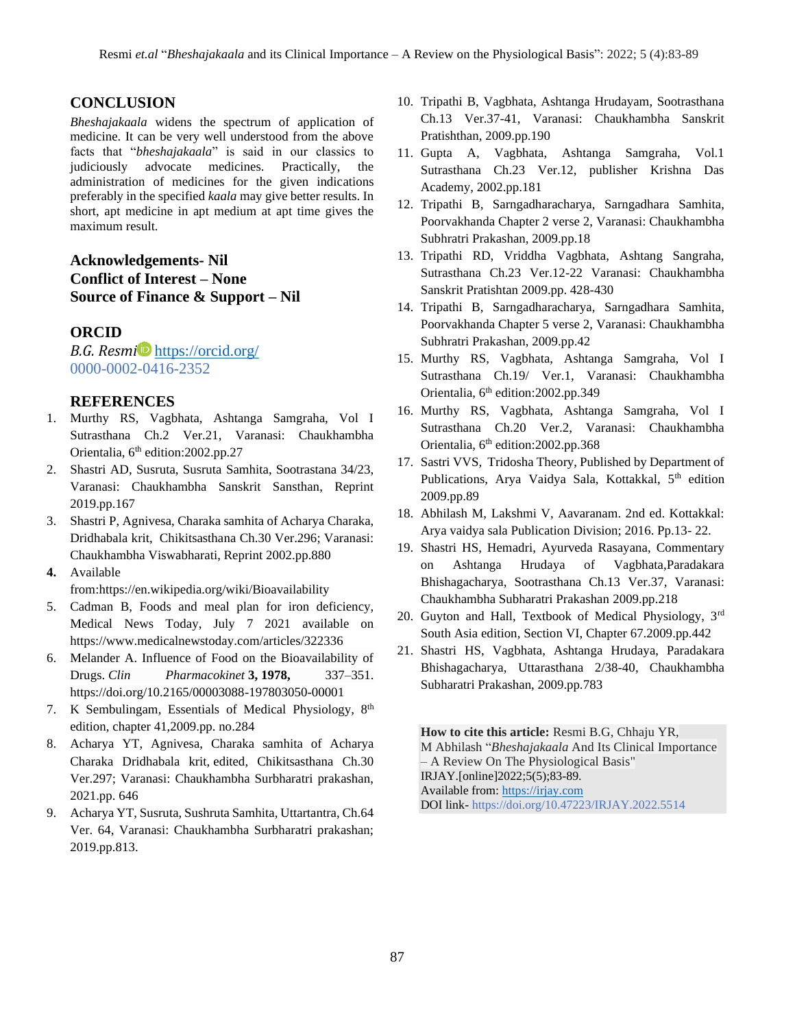## CONCLUSION

*Bheshajakaala* widens the spectrum of application of medicine. It can be very well understood from the above facts that "*bheshajakaala*" is said in our classics to judiciously advocate medicines. Practically, the administration of medicines for the given indications preferably in the specified *kaala* may give better results. In short, apt medicine in apt medium at apt time gives the maximum result.

**Acknowledgements- Nil**
**Conflict of Interest – None**
**Source of Finance & Support – Nil**

## ORCID

*B.G. Resmi* https://orcid.org/0000-0002-0416-2352

## REFERENCES

1. Murthy RS, Vagbhata, Ashtanga Samgraha, Vol I Sutrasthana Ch.2 Ver.21, Varanasi: Chaukhambha Orientalia, 6th edition:2002.pp.27
2. Shastri AD, Susruta, Susruta Samhita, Sootrastana 34/23, Varanasi: Chaukhambha Sanskrit Sansthan, Reprint 2019.pp.167
3. Shastri P, Agnivesa, Charaka samhita of Acharya Charaka, Dridhabala krit, Chikitsasthana Ch.30 Ver.296; Varanasi: Chaukhambha Viswabharati, Reprint 2002.pp.880
4. Available from:https://en.wikipedia.org/wiki/Bioavailability
5. Cadman B, Foods and meal plan for iron deficiency, Medical News Today, July 7 2021 available on https://www.medicalnewstoday.com/articles/322336
6. Melander A. Influence of Food on the Bioavailability of Drugs. *Clin Pharmacokinet* **3, 1978,** 337–351. https://doi.org/10.2165/00003088-197803050-00001
7. K Sembulingam, Essentials of Medical Physiology, 8th edition, chapter 41,2009.pp. no.284
8. Acharya YT, Agnivesa, Charaka samhita of Acharya Charaka Dridhabala krit, edited, Chikitsasthana Ch.30 Ver.297; Varanasi: Chaukhambha Surbharatri prakashan, 2021.pp. 646
9. Acharya YT, Susruta, Sushruta Samhita, Uttartantra, Ch.64 Ver. 64, Varanasi: Chaukhambha Surbharatri prakashan; 2019.pp.813.
10. Tripathi B, Vagbhata, Ashtanga Hrudayam, Sootrasthana Ch.13 Ver.37-41, Varanasi: Chaukhambha Sanskrit Pratishthan, 2009.pp.190
11. Gupta A, Vagbhata, Ashtanga Samgraha, Vol.1 Sutrasthana Ch.23 Ver.12, publisher Krishna Das Academy, 2002.pp.181
12. Tripathi B, Sarngadharacharya, Sarngadhara Samhita, Poorvakhanda Chapter 2 verse 2, Varanasi: Chaukhambha Subhratri Prakashan, 2009.pp.18
13. Tripathi RD, Vriddha Vagbhata, Ashtang Sangraha, Sutrasthana Ch.23 Ver.12-22 Varanasi: Chaukhambha Sanskrit Pratishtan 2009.pp. 428-430
14. Tripathi B, Sarngadharacharya, Sarngadhara Samhita, Poorvakhanda Chapter 5 verse 2, Varanasi: Chaukhambha Subhratri Prakashan, 2009.pp.42
15. Murthy RS, Vagbhata, Ashtanga Samgraha, Vol I Sutrasthana Ch.19/ Ver.1, Varanasi: Chaukhambha Orientalia, 6th edition:2002.pp.349
16. Murthy RS, Vagbhata, Ashtanga Samgraha, Vol I Sutrasthana Ch.20 Ver.2, Varanasi: Chaukhambha Orientalia, 6th edition:2002.pp.368
17. Sastri VVS, Tridosha Theory, Published by Department of Publications, Arya Vaidya Sala, Kottakkal, 5th edition 2009.pp.89
18. Abhilash M, Lakshmi V, Aavaranam. 2nd ed. Kottakkal: Arya vaidya sala Publication Division; 2016. Pp.13- 22.
19. Shastri HS, Hemadri, Ayurveda Rasayana, Commentary on Ashtanga Hrudaya of Vagbhata,Paradakara Bhishagacharya, Sootrasthana Ch.13 Ver.37, Varanasi: Chaukhambha Subharatri Prakashan 2009.pp.218
20. Guyton and Hall, Textbook of Medical Physiology, 3rd South Asia edition, Section VI, Chapter 67.2009.pp.442
21. Shastri HS, Vagbhata, Ashtanga Hrudaya, Paradakara Bhishagacharya, Uttarasthana 2/38-40, Chaukhambha Subharatri Prakashan, 2009.pp.783

**How to cite this article:** Resmi B.G, Chhaju YR, M Abhilash "*Bheshajakaala* And Its Clinical Importance – A Review On The Physiological Basis" IRJAY.[online]2022;5(5);83-89.
Available from: https://irjay.com
DOI link- https://doi.org/10.47223/IRJAY.2022.5514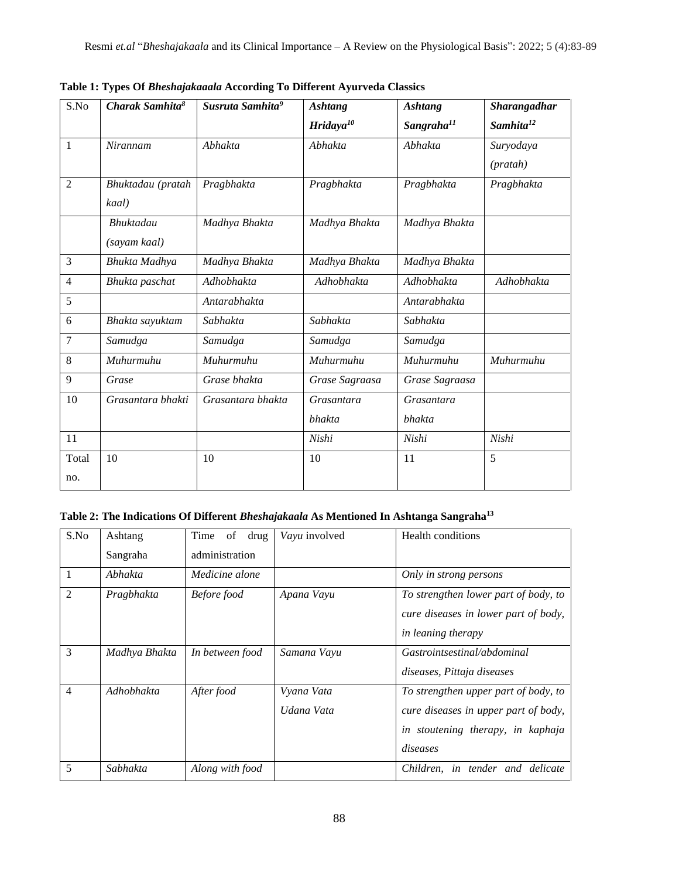**Table 1: Types Of *Bheshajakaaala* According To Different Ayurveda Classics**

| S.No | ***Charak Samhita***[8] | ***Susruta Samhita***[9] | ***Ashtang Hridaya***[10] | ***Ashtang Sangraha***[11] | ***Sharangadhar Samhita***[12] |
|---|---|---|---|---|---|
| 1 | *Nirannam* | *Abhakta* | *Abhakta* | *Abhakta* | *Suryodaya (pratah)* |
| 2 | *Bhuktadau (pratah kaal)* | *Pragbhakta* | *Pragbhakta* | *Pragbhakta* | *Pragbhakta* |
| | *Bhuktadau (sayam kaal)* | *Madhya Bhakta* | *Madhya Bhakta* | *Madhya Bhakta* | |
| 3 | *Bhukta Madhya* | *Madhya Bhakta* | *Madhya Bhakta* | *Madhya Bhakta* | |
| 4 | *Bhukta paschat* | *Adhobhakta* | *Adhobhakta* | *Adhobhakta* | *Adhobhakta* |
| 5 | | *Antarabhakta* | | *Antarabhakta* | |
| 6 | *Bhakta sayuktam* | *Sabhakta* | *Sabhakta* | *Sabhakta* | |
| 7 | *Samudga* | *Samudga* | *Samudga* | *Samudga* | |
| 8 | *Muhurmuhu* | *Muhurmuhu* | *Muhurmuhu* | *Muhurmuhu* | *Muhurmuhu* |
| 9 | *Grase* | *Grase bhakta* | *Grase Sagraasa* | *Grase Sagraasa* | |
| 10 | *Grasantara bhakti* | *Grasantara bhakta* | *Grasantara bhakta* | *Grasantara bhakta* | |
| 11 | | | *Nishi* | *Nishi* | *Nishi* |
| Total no. | 10 | 10 | 10 | 11 | 5 |

**Table 2: The Indications Of Different *Bheshajakaala* As Mentioned In Ashtanga Sangraha**[13]

| S.No | Ashtang Sangraha | Time of drug administration | *Vayu* involved | Health conditions |
|---|---|---|---|---|
| 1 | *Abhakta* | *Medicine alone* | | *Only in strong persons* |
| 2 | *Pragbhakta* | *Before food* | *Apana Vayu* | *To strengthen lower part of body, to cure diseases in lower part of body, in leaning therapy* |
| 3 | *Madhya Bhakta* | *In between food* | *Samana Vayu* | *Gastrointsestinal/abdominal diseases, Pittaja diseases* |
| 4 | *Adhobhakta* | *After food* | *Vyana Vata Udana Vata* | *To strengthen upper part of body, to cure diseases in upper part of body, in stoutening therapy, in kaphaja diseases* |
| 5 | *Sabhakta* | *Along with food* | | *Children, in tender and delicate* |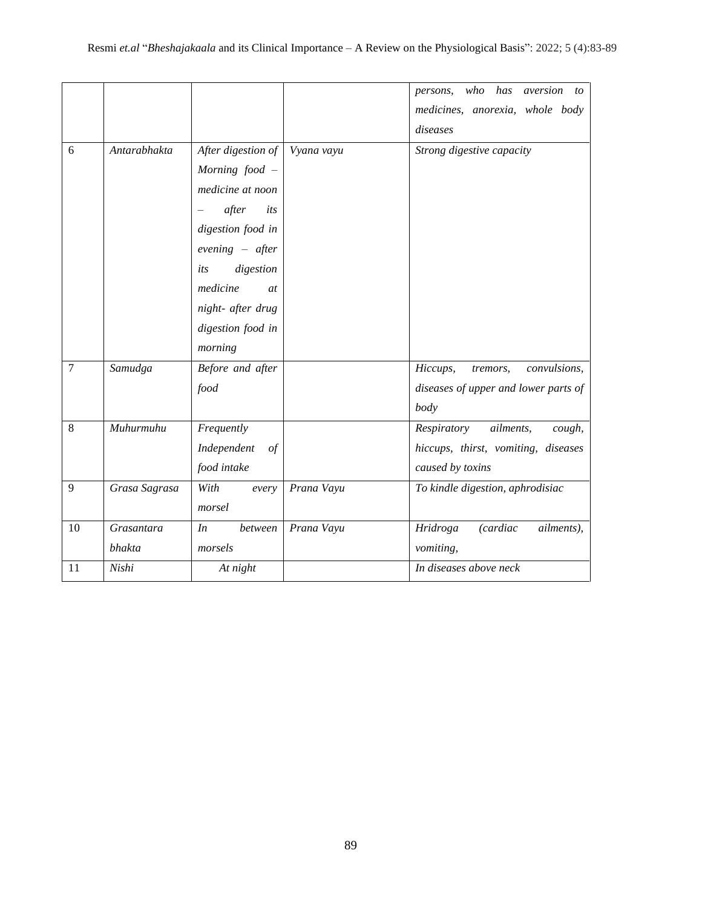| | | | | |
|---|---|---|---|---|
| | | | | *persons, who has aversion to medicines, anorexia, whole body diseases* |
| 6 | *Antarabhakta* | *After digestion of Morning food – medicine at noon – after its digestion food in evening – after its digestion medicine at night- after drug digestion food in morning* | *Vyana vayu* | *Strong digestive capacity* |
| 7 | *Samudga* | *Before and after food* | | *Hiccups, tremors, convulsions, diseases of upper and lower parts of body* |
| 8 | *Muhurmuhu* | *Frequently Independent of food intake* | | *Respiratory ailments, cough, hiccups, thirst, vomiting, diseases caused by toxins* |
| 9 | *Grasa Sagrasa* | *With every morsel* | *Prana Vayu* | *To kindle digestion, aphrodisiac* |
| 10 | *Grasantara bhakta* | *In between morsels* | *Prana Vayu* | *Hridroga (cardiac ailments), vomiting,* |
| 11 | *Nishi* | *At night* | | *In diseases above neck* |